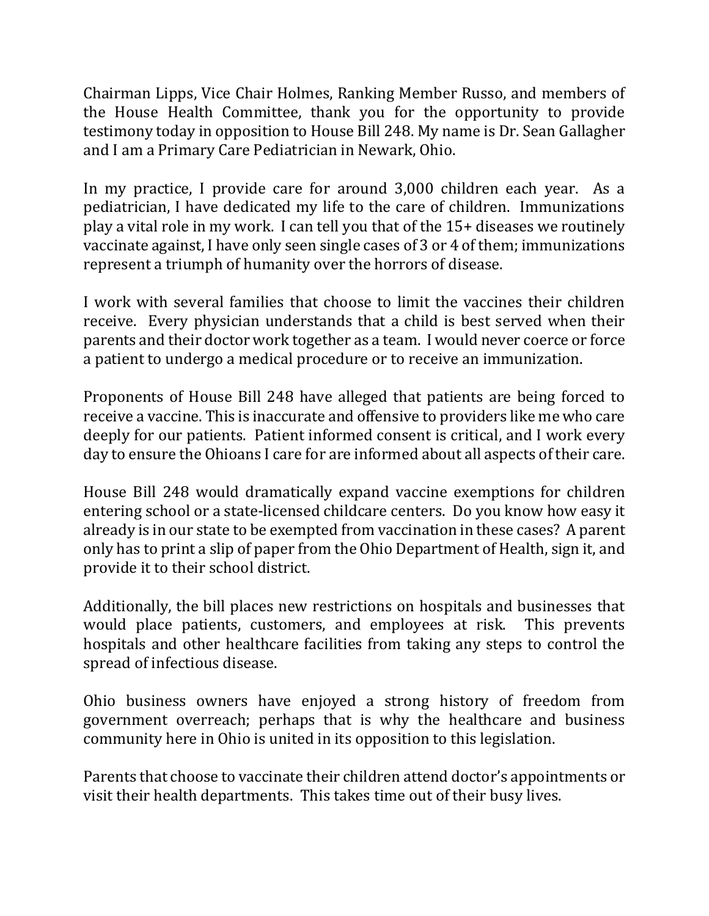Chairman Lipps, Vice Chair Holmes, Ranking Member Russo, and members of the House Health Committee, thank you for the opportunity to provide testimony today in opposition to House Bill 248. My name is Dr. Sean Gallagher and I am a Primary Care Pediatrician in Newark, Ohio.

In my practice, I provide care for around 3,000 children each year. As a pediatrician, I have dedicated my life to the care of children. Immunizations play a vital role in my work. I can tell you that of the 15+ diseases we routinely vaccinate against, I have only seen single cases of 3 or 4 of them; immunizations represent a triumph of humanity over the horrors of disease.

I work with several families that choose to limit the vaccines their children receive. Every physician understands that a child is best served when their parents and their doctor work together as a team. I would never coerce or force a patient to undergo a medical procedure or to receive an immunization.

Proponents of House Bill 248 have alleged that patients are being forced to receive a vaccine. This is inaccurate and offensive to providers like me who care deeply for our patients. Patient informed consent is critical, and I work every day to ensure the Ohioans I care for are informed about all aspects of their care.

House Bill 248 would dramatically expand vaccine exemptions for children entering school or a state-licensed childcare centers. Do you know how easy it already is in our state to be exempted from vaccination in these cases? A parent only has to print a slip of paper from the Ohio Department of Health, sign it, and provide it to their school district.

Additionally, the bill places new restrictions on hospitals and businesses that would place patients, customers, and employees at risk. This prevents hospitals and other healthcare facilities from taking any steps to control the spread of infectious disease.

Ohio business owners have enjoyed a strong history of freedom from government overreach; perhaps that is why the healthcare and business community here in Ohio is united in its opposition to this legislation.

Parents that choose to vaccinate their children attend doctor's appointments or visit their health departments. This takes time out of their busy lives.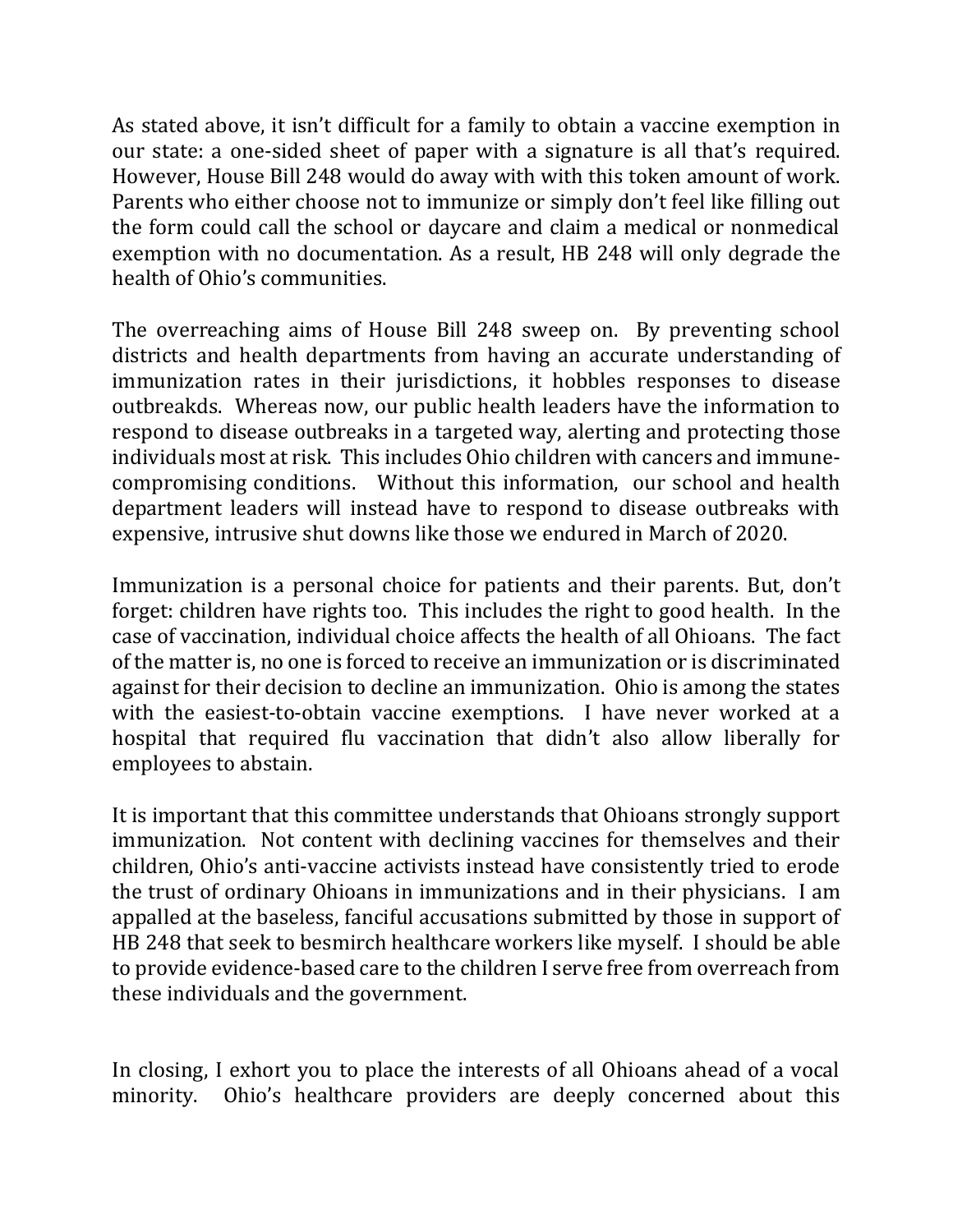As stated above, it isn't difficult for a family to obtain a vaccine exemption in our state: a one-sided sheet of paper with a signature is all that's required. However, House Bill 248 would do away with with this token amount of work. Parents who either choose not to immunize or simply don't feel like filling out the form could call the school or daycare and claim a medical or nonmedical exemption with no documentation. As a result, HB 248 will only degrade the health of Ohio's communities.

The overreaching aims of House Bill 248 sweep on. By preventing school districts and health departments from having an accurate understanding of immunization rates in their jurisdictions, it hobbles responses to disease outbreakds. Whereas now, our public health leaders have the information to respond to disease outbreaks in a targeted way, alerting and protecting those individuals most at risk. This includes Ohio children with cancers and immune-compromising conditions. Without this information, our school and health department leaders will instead have to respond to disease outbreaks with expensive, intrusive shut downs like those we endured in March of 2020.

Immunization is a personal choice for patients and their parents. But, don't forget: children have rights too. This includes the right to good health. In the case of vaccination, individual choice affects the health of all Ohioans. The fact of the matter is, no one is forced to receive an immunization or is discriminated against for their decision to decline an immunization. Ohio is among the states with the easiest-to-obtain vaccine exemptions. I have never worked at a hospital that required flu vaccination that didn't also allow liberally for employees to abstain.

It is important that this committee understands that Ohioans strongly support immunization. Not content with declining vaccines for themselves and their children, Ohio's anti-vaccine activists instead have consistently tried to erode the trust of ordinary Ohioans in immunizations and in their physicians. I am appalled at the baseless, fanciful accusations submitted by those in support of HB 248 that seek to besmirch healthcare workers like myself. I should be able to provide evidence-based care to the children I serve free from overreach from these individuals and the government.

In closing, I exhort you to place the interests of all Ohioans ahead of a vocal minority. Ohio's healthcare providers are deeply concerned about this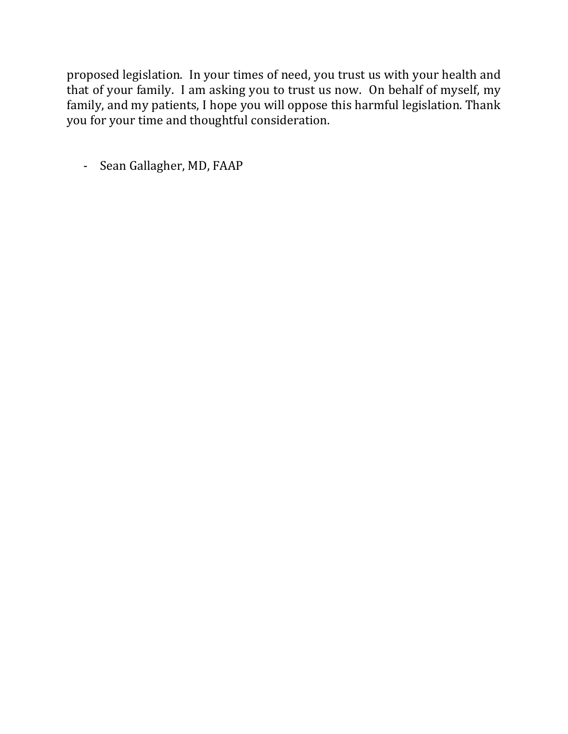proposed legislation. In your times of need, you trust us with your health and that of your family. I am asking you to trust us now. On behalf of myself, my family, and my patients, I hope you will oppose this harmful legislation. Thank you for your time and thoughtful consideration.

- Sean Gallagher, MD, FAAP